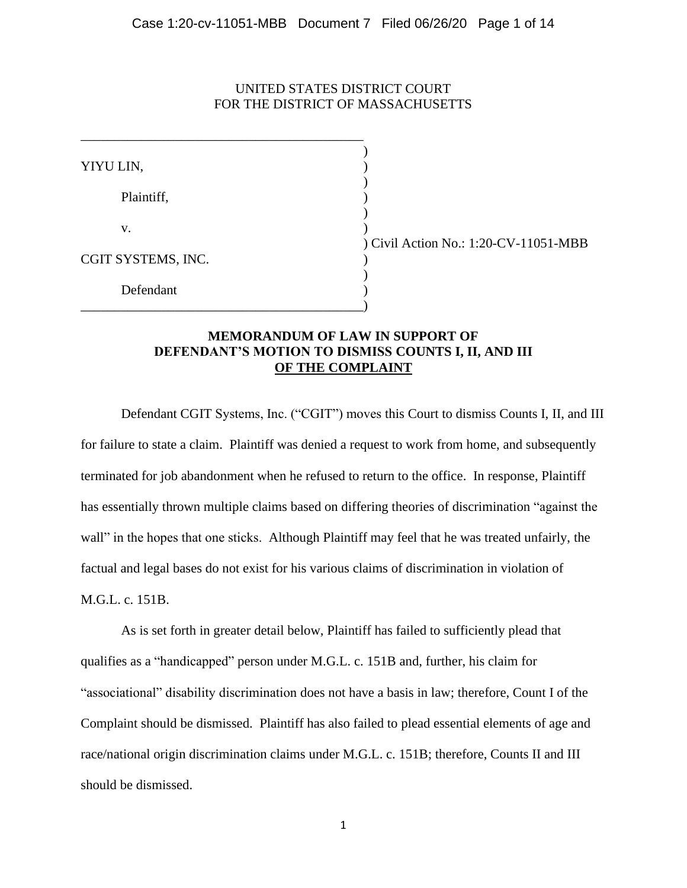UNITED STATES DISTRICT COURT
FOR THE DISTRICT OF MASSACHUSETTS

| | |
|---|---|
| YIYU LIN,<br><br>Plaintiff,<br><br>v.<br><br>CGIT SYSTEMS, INC.<br><br>Defendant | Civil Action No.: 1:20-CV-11051-MBB |

**MEMORANDUM OF LAW IN SUPPORT OF DEFENDANT'S MOTION TO DISMISS COUNTS I, II, AND III OF THE COMPLAINT**

Defendant CGIT Systems, Inc. ("CGIT") moves this Court to dismiss Counts I, II, and III for failure to state a claim. Plaintiff was denied a request to work from home, and subsequently terminated for job abandonment when he refused to return to the office. In response, Plaintiff has essentially thrown multiple claims based on differing theories of discrimination "against the wall" in the hopes that one sticks. Although Plaintiff may feel that he was treated unfairly, the factual and legal bases do not exist for his various claims of discrimination in violation of M.G.L. c. 151B.

As is set forth in greater detail below, Plaintiff has failed to sufficiently plead that qualifies as a "handicapped" person under M.G.L. c. 151B and, further, his claim for "associational" disability discrimination does not have a basis in law; therefore, Count I of the Complaint should be dismissed. Plaintiff has also failed to plead essential elements of age and race/national origin discrimination claims under M.G.L. c. 151B; therefore, Counts II and III should be dismissed.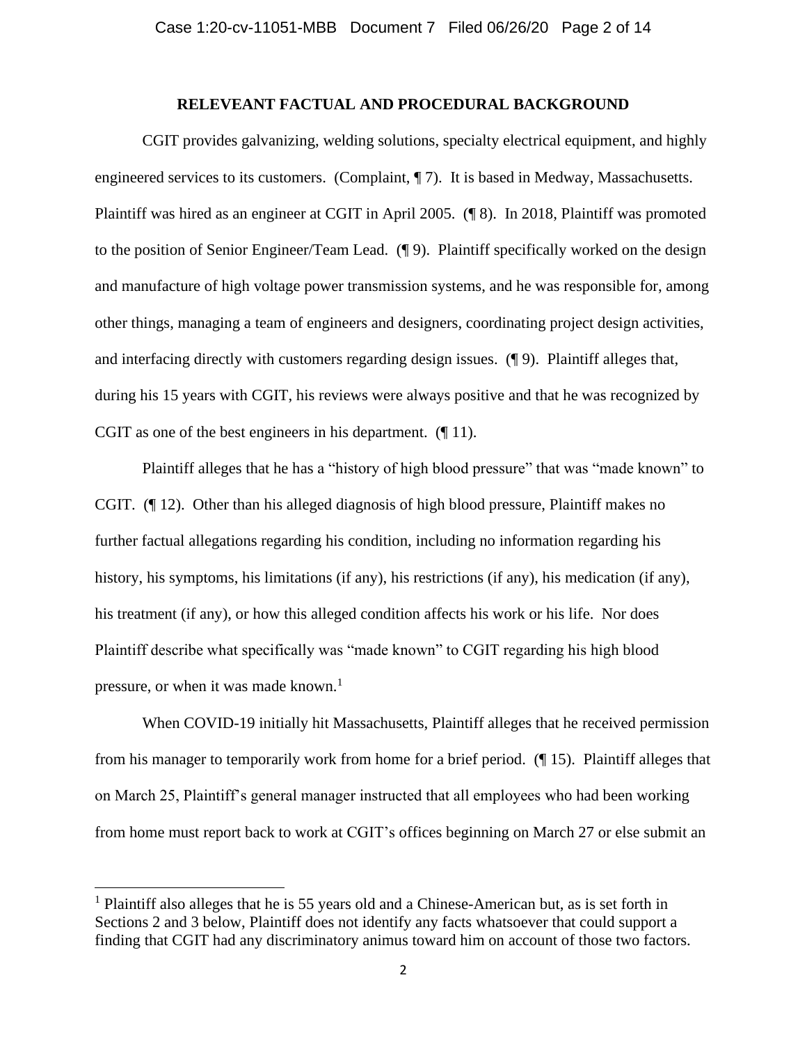## RELEVEANT FACTUAL AND PROCEDURAL BACKGROUND

CGIT provides galvanizing, welding solutions, specialty electrical equipment, and highly engineered services to its customers. (Complaint, ¶ 7). It is based in Medway, Massachusetts. Plaintiff was hired as an engineer at CGIT in April 2005. (¶ 8). In 2018, Plaintiff was promoted to the position of Senior Engineer/Team Lead. (¶ 9). Plaintiff specifically worked on the design and manufacture of high voltage power transmission systems, and he was responsible for, among other things, managing a team of engineers and designers, coordinating project design activities, and interfacing directly with customers regarding design issues. (¶ 9). Plaintiff alleges that, during his 15 years with CGIT, his reviews were always positive and that he was recognized by CGIT as one of the best engineers in his department. (¶ 11).

Plaintiff alleges that he has a "history of high blood pressure" that was "made known" to CGIT. (¶ 12). Other than his alleged diagnosis of high blood pressure, Plaintiff makes no further factual allegations regarding his condition, including no information regarding his history, his symptoms, his limitations (if any), his restrictions (if any), his medication (if any), his treatment (if any), or how this alleged condition affects his work or his life. Nor does Plaintiff describe what specifically was "made known" to CGIT regarding his high blood pressure, or when it was made known.[1]

When COVID-19 initially hit Massachusetts, Plaintiff alleges that he received permission from his manager to temporarily work from home for a brief period. (¶ 15). Plaintiff alleges that on March 25, Plaintiff's general manager instructed that all employees who had been working from home must report back to work at CGIT's offices beginning on March 27 or else submit an

---

[1] Plaintiff also alleges that he is 55 years old and a Chinese-American but, as is set forth in Sections 2 and 3 below, Plaintiff does not identify any facts whatsoever that could support a finding that CGIT had any discriminatory animus toward him on account of those two factors.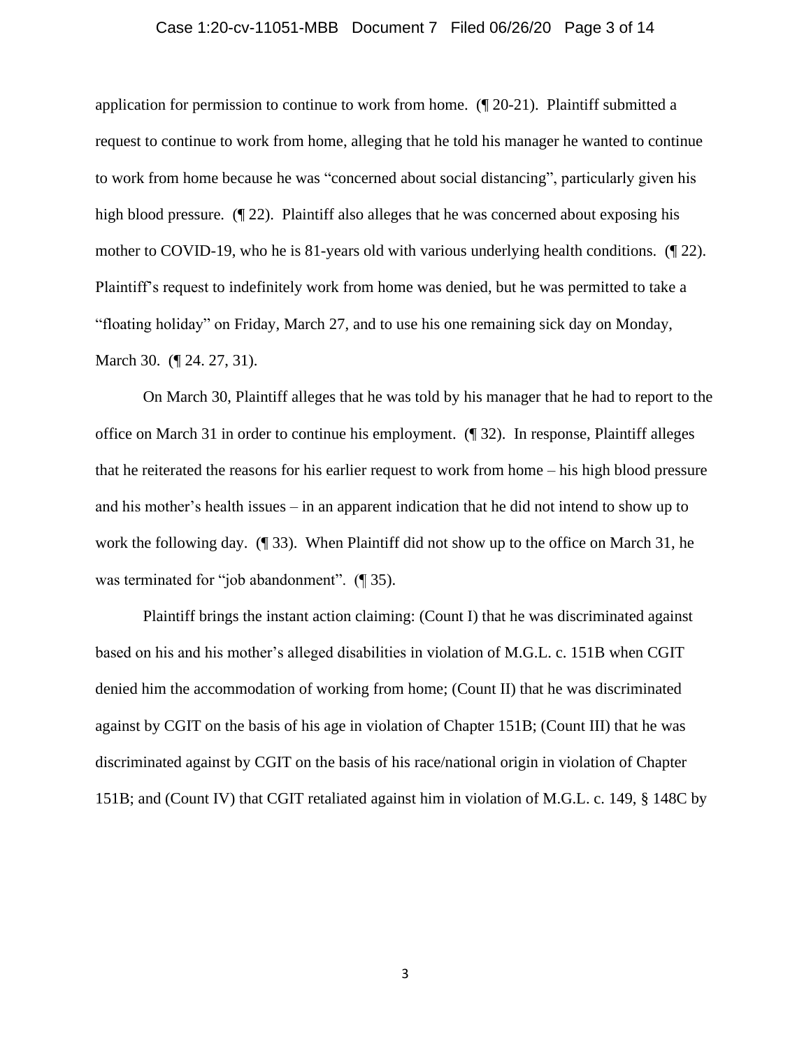application for permission to continue to work from home. (¶ 20-21). Plaintiff submitted a request to continue to work from home, alleging that he told his manager he wanted to continue to work from home because he was "concerned about social distancing", particularly given his high blood pressure. (¶ 22). Plaintiff also alleges that he was concerned about exposing his mother to COVID-19, who he is 81-years old with various underlying health conditions. (¶ 22). Plaintiff's request to indefinitely work from home was denied, but he was permitted to take a "floating holiday" on Friday, March 27, and to use his one remaining sick day on Monday, March 30. (¶ 24. 27, 31).

On March 30, Plaintiff alleges that he was told by his manager that he had to report to the office on March 31 in order to continue his employment. (¶ 32). In response, Plaintiff alleges that he reiterated the reasons for his earlier request to work from home – his high blood pressure and his mother's health issues – in an apparent indication that he did not intend to show up to work the following day. (¶ 33). When Plaintiff did not show up to the office on March 31, he was terminated for "job abandonment". (¶ 35).

Plaintiff brings the instant action claiming: (Count I) that he was discriminated against based on his and his mother's alleged disabilities in violation of M.G.L. c. 151B when CGIT denied him the accommodation of working from home; (Count II) that he was discriminated against by CGIT on the basis of his age in violation of Chapter 151B; (Count III) that he was discriminated against by CGIT on the basis of his race/national origin in violation of Chapter 151B; and (Count IV) that CGIT retaliated against him in violation of M.G.L. c. 149, § 148C by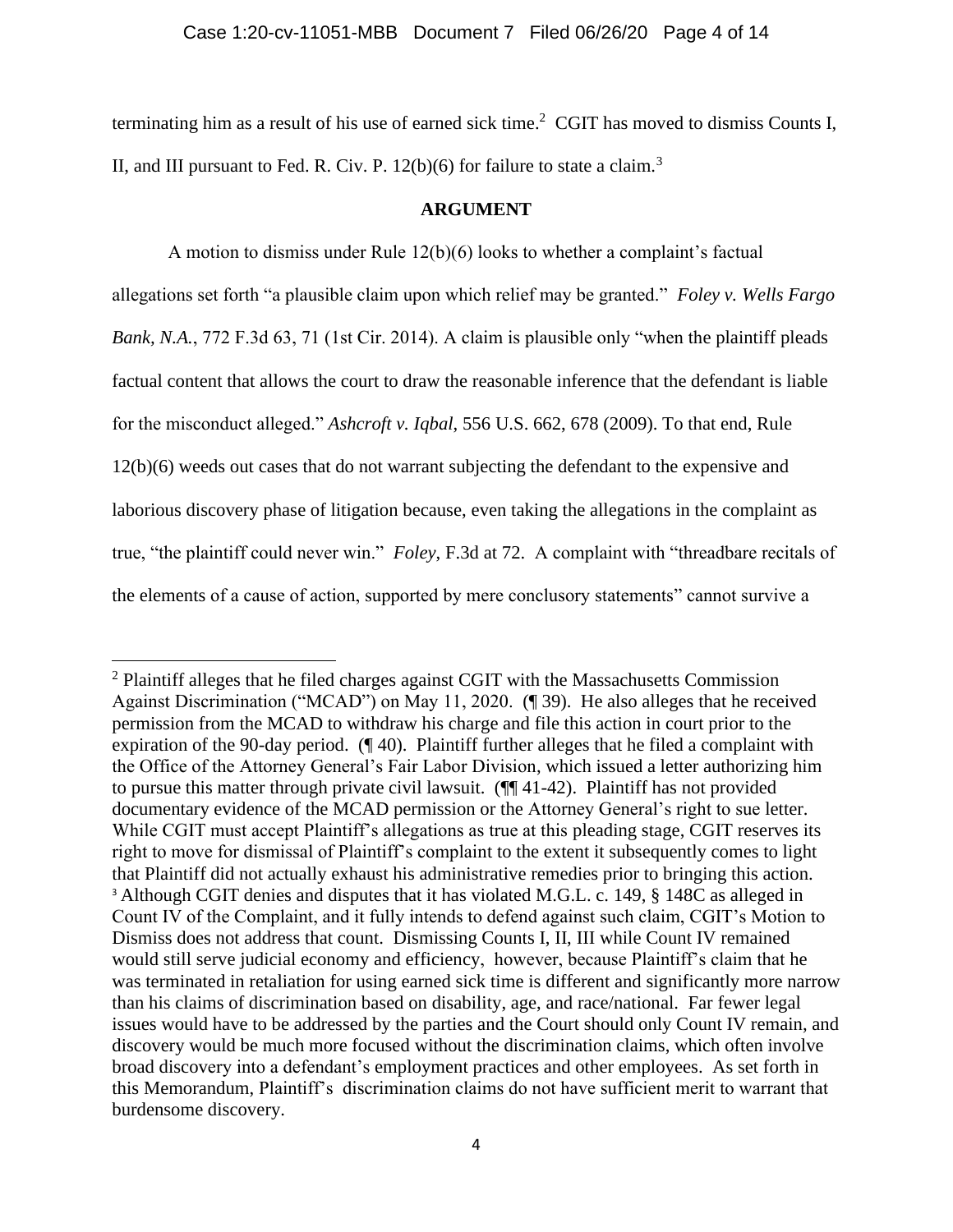terminating him as a result of his use of earned sick time.[2] CGIT has moved to dismiss Counts I, II, and III pursuant to Fed. R. Civ. P. 12(b)(6) for failure to state a claim.[3]

**ARGUMENT**

A motion to dismiss under Rule 12(b)(6) looks to whether a complaint's factual allegations set forth "a plausible claim upon which relief may be granted." *Foley v. Wells Fargo Bank, N.A.*, 772 F.3d 63, 71 (1st Cir. 2014). A claim is plausible only "when the plaintiff pleads factual content that allows the court to draw the reasonable inference that the defendant is liable for the misconduct alleged." *Ashcroft v. Iqbal*, 556 U.S. 662, 678 (2009). To that end, Rule 12(b)(6) weeds out cases that do not warrant subjecting the defendant to the expensive and laborious discovery phase of litigation because, even taking the allegations in the complaint as true, "the plaintiff could never win." *Foley*, F.3d at 72. A complaint with "threadbare recitals of the elements of a cause of action, supported by mere conclusory statements" cannot survive a

---

[2] Plaintiff alleges that he filed charges against CGIT with the Massachusetts Commission Against Discrimination ("MCAD") on May 11, 2020. (¶ 39). He also alleges that he received permission from the MCAD to withdraw his charge and file this action in court prior to the expiration of the 90-day period. (¶ 40). Plaintiff further alleges that he filed a complaint with the Office of the Attorney General's Fair Labor Division, which issued a letter authorizing him to pursue this matter through private civil lawsuit. (¶¶ 41-42). Plaintiff has not provided documentary evidence of the MCAD permission or the Attorney General's right to sue letter. While CGIT must accept Plaintiff's allegations as true at this pleading stage, CGIT reserves its right to move for dismissal of Plaintiff's complaint to the extent it subsequently comes to light that Plaintiff did not actually exhaust his administrative remedies prior to bringing this action.

[3] Although CGIT denies and disputes that it has violated M.G.L. c. 149, § 148C as alleged in Count IV of the Complaint, and it fully intends to defend against such claim, CGIT's Motion to Dismiss does not address that count. Dismissing Counts I, II, III while Count IV remained would still serve judicial economy and efficiency, however, because Plaintiff's claim that he was terminated in retaliation for using earned sick time is different and significantly more narrow than his claims of discrimination based on disability, age, and race/national. Far fewer legal issues would have to be addressed by the parties and the Court should only Count IV remain, and discovery would be much more focused without the discrimination claims, which often involve broad discovery into a defendant's employment practices and other employees. As set forth in this Memorandum, Plaintiff's discrimination claims do not have sufficient merit to warrant that burdensome discovery.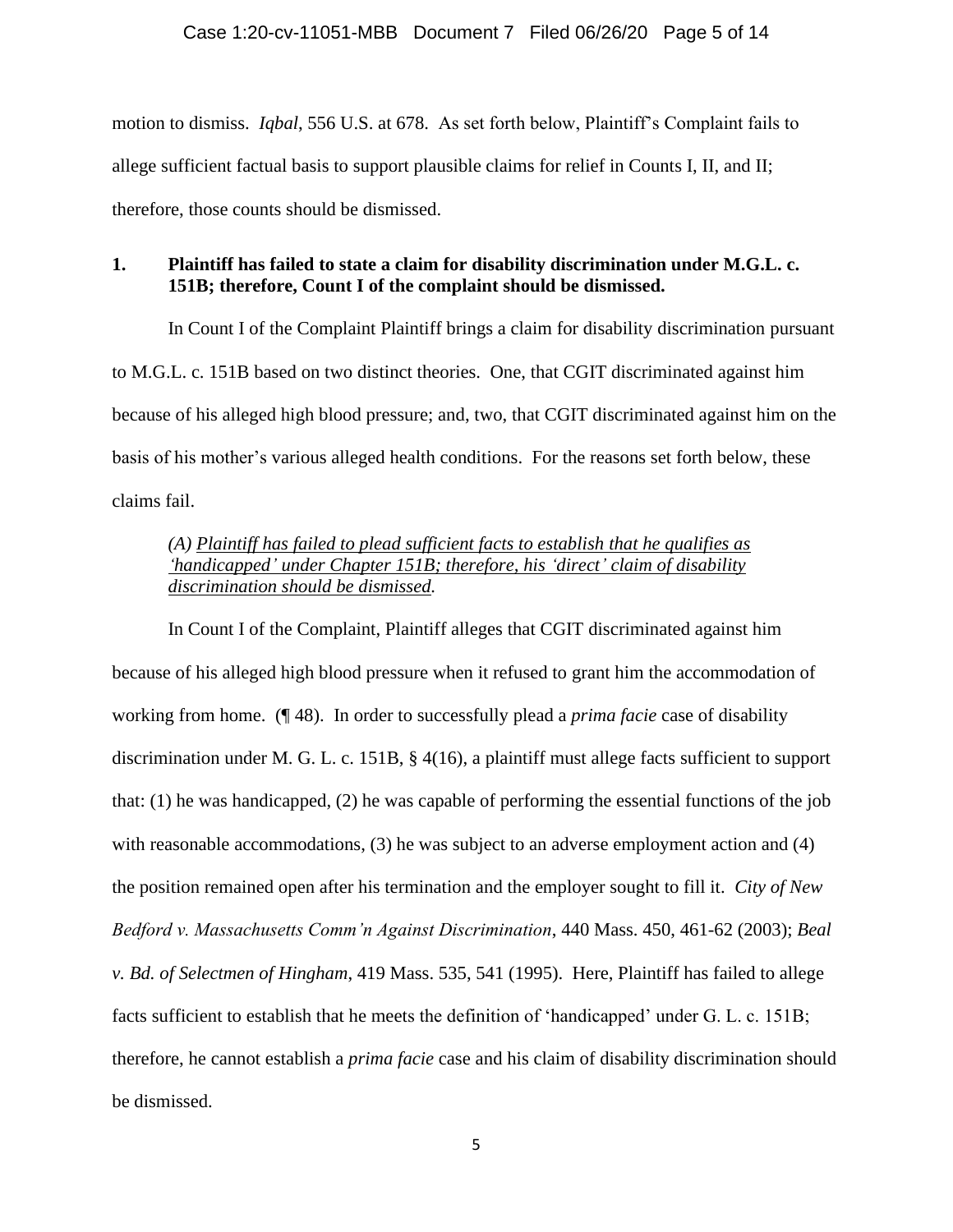motion to dismiss. *Iqbal*, 556 U.S. at 678. As set forth below, Plaintiff's Complaint fails to allege sufficient factual basis to support plausible claims for relief in Counts I, II, and II; therefore, those counts should be dismissed.

**1. Plaintiff has failed to state a claim for disability discrimination under M.G.L. c. 151B; therefore, Count I of the complaint should be dismissed.**

In Count I of the Complaint Plaintiff brings a claim for disability discrimination pursuant to M.G.L. c. 151B based on two distinct theories. One, that CGIT discriminated against him because of his alleged high blood pressure; and, two, that CGIT discriminated against him on the basis of his mother's various alleged health conditions. For the reasons set forth below, these claims fail.

*(A) Plaintiff has failed to plead sufficient facts to establish that he qualifies as 'handicapped' under Chapter 151B; therefore, his 'direct' claim of disability discrimination should be dismissed.*

In Count I of the Complaint, Plaintiff alleges that CGIT discriminated against him because of his alleged high blood pressure when it refused to grant him the accommodation of working from home. (¶ 48). In order to successfully plead a *prima facie* case of disability discrimination under M. G. L. c. 151B, § 4(16), a plaintiff must allege facts sufficient to support that: (1) he was handicapped, (2) he was capable of performing the essential functions of the job with reasonable accommodations, (3) he was subject to an adverse employment action and (4) the position remained open after his termination and the employer sought to fill it. *City of New Bedford v. Massachusetts Comm'n Against Discrimination*, 440 Mass. 450, 461-62 (2003); *Beal v. Bd. of Selectmen of Hingham*, 419 Mass. 535, 541 (1995). Here, Plaintiff has failed to allege facts sufficient to establish that he meets the definition of 'handicapped' under G. L. c. 151B; therefore, he cannot establish a *prima facie* case and his claim of disability discrimination should be dismissed.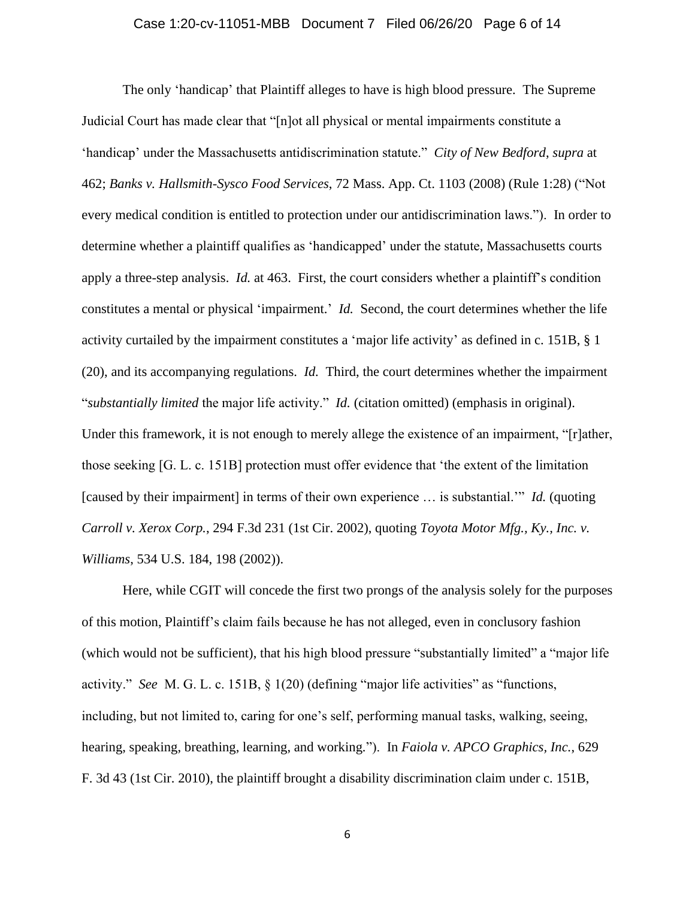The only 'handicap' that Plaintiff alleges to have is high blood pressure. The Supreme Judicial Court has made clear that "[n]ot all physical or mental impairments constitute a 'handicap' under the Massachusetts antidiscrimination statute." *City of New Bedford*, *supra* at 462; *Banks v. Hallsmith-Sysco Food Services*, 72 Mass. App. Ct. 1103 (2008) (Rule 1:28) ("Not every medical condition is entitled to protection under our antidiscrimination laws."). In order to determine whether a plaintiff qualifies as 'handicapped' under the statute, Massachusetts courts apply a three-step analysis. *Id.* at 463. First, the court considers whether a plaintiff's condition constitutes a mental or physical 'impairment.' *Id.* Second, the court determines whether the life activity curtailed by the impairment constitutes a 'major life activity' as defined in c. 151B, § 1 (20), and its accompanying regulations. *Id.* Third, the court determines whether the impairment "*substantially limited* the major life activity." *Id.* (citation omitted) (emphasis in original). Under this framework, it is not enough to merely allege the existence of an impairment, "[r]ather, those seeking [G. L. c. 151B] protection must offer evidence that 'the extent of the limitation [caused by their impairment] in terms of their own experience … is substantial.'" *Id.* (quoting *Carroll v. Xerox Corp.*, 294 F.3d 231 (1st Cir. 2002), quoting *Toyota Motor Mfg., Ky., Inc. v. Williams*, 534 U.S. 184, 198 (2002)).

Here, while CGIT will concede the first two prongs of the analysis solely for the purposes of this motion, Plaintiff's claim fails because he has not alleged, even in conclusory fashion (which would not be sufficient), that his high blood pressure "substantially limited" a "major life activity." *See* M. G. L. c. 151B, § 1(20) (defining "major life activities" as "functions, including, but not limited to, caring for one's self, performing manual tasks, walking, seeing, hearing, speaking, breathing, learning, and working."). In *Faiola v. APCO Graphics, Inc.*, 629 F. 3d 43 (1st Cir. 2010), the plaintiff brought a disability discrimination claim under c. 151B,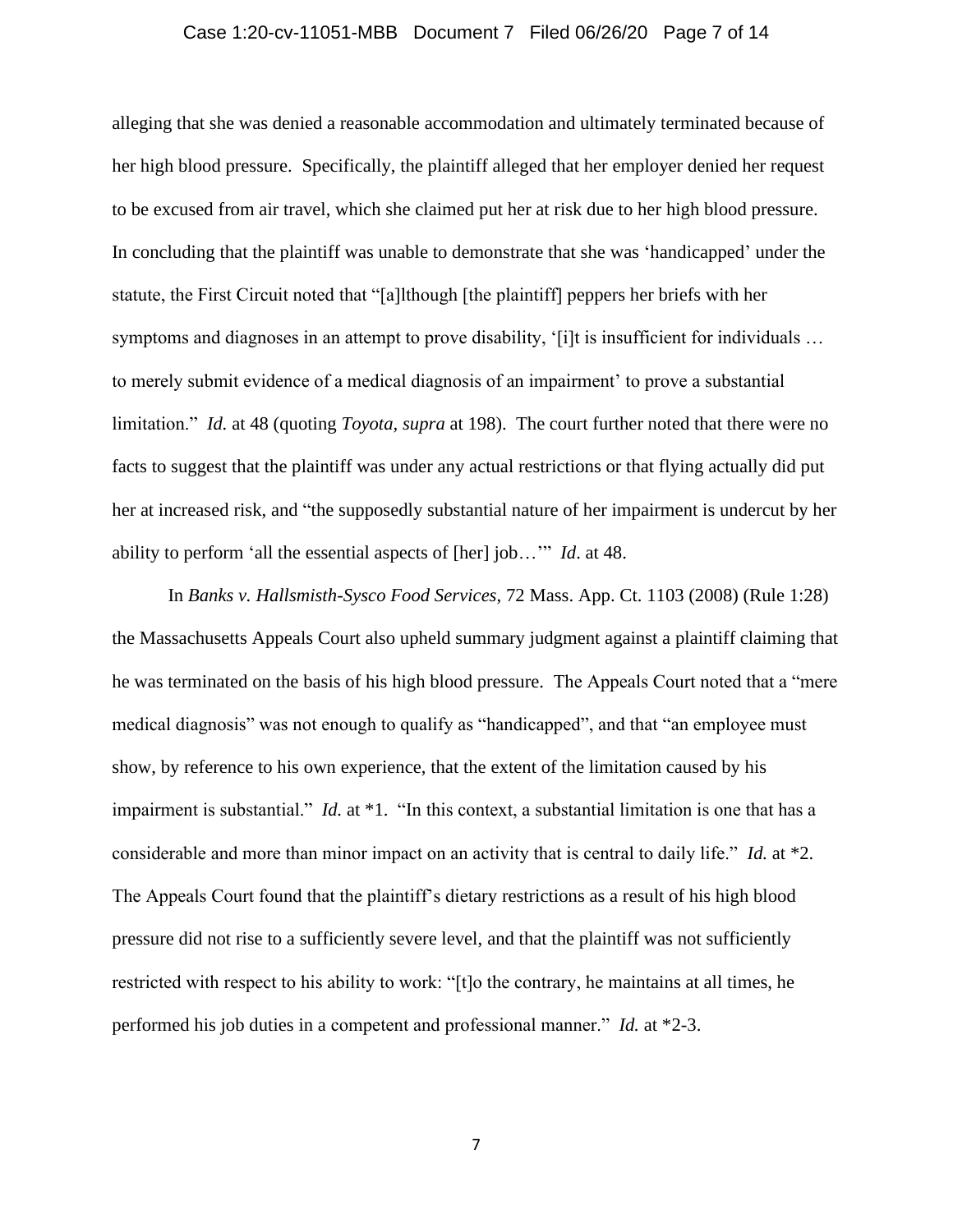alleging that she was denied a reasonable accommodation and ultimately terminated because of her high blood pressure. Specifically, the plaintiff alleged that her employer denied her request to be excused from air travel, which she claimed put her at risk due to her high blood pressure. In concluding that the plaintiff was unable to demonstrate that she was 'handicapped' under the statute, the First Circuit noted that "[a]lthough [the plaintiff] peppers her briefs with her symptoms and diagnoses in an attempt to prove disability, '[i]t is insufficient for individuals … to merely submit evidence of a medical diagnosis of an impairment' to prove a substantial limitation." *Id.* at 48 (quoting *Toyota, supra* at 198). The court further noted that there were no facts to suggest that the plaintiff was under any actual restrictions or that flying actually did put her at increased risk, and "the supposedly substantial nature of her impairment is undercut by her ability to perform 'all the essential aspects of [her] job…'" *Id*. at 48.

In *Banks v. Hallsmisth-Sysco Food Services*, 72 Mass. App. Ct. 1103 (2008) (Rule 1:28) the Massachusetts Appeals Court also upheld summary judgment against a plaintiff claiming that he was terminated on the basis of his high blood pressure. The Appeals Court noted that a "mere medical diagnosis" was not enough to qualify as "handicapped", and that "an employee must show, by reference to his own experience, that the extent of the limitation caused by his impairment is substantial." *Id.* at *1. "In this context, a substantial limitation is one that has a considerable and more than minor impact on an activity that is central to daily life." *Id.* at *2. The Appeals Court found that the plaintiff's dietary restrictions as a result of his high blood pressure did not rise to a sufficiently severe level, and that the plaintiff was not sufficiently restricted with respect to his ability to work: "[t]o the contrary, he maintains at all times, he performed his job duties in a competent and professional manner." *Id.* at *2-3.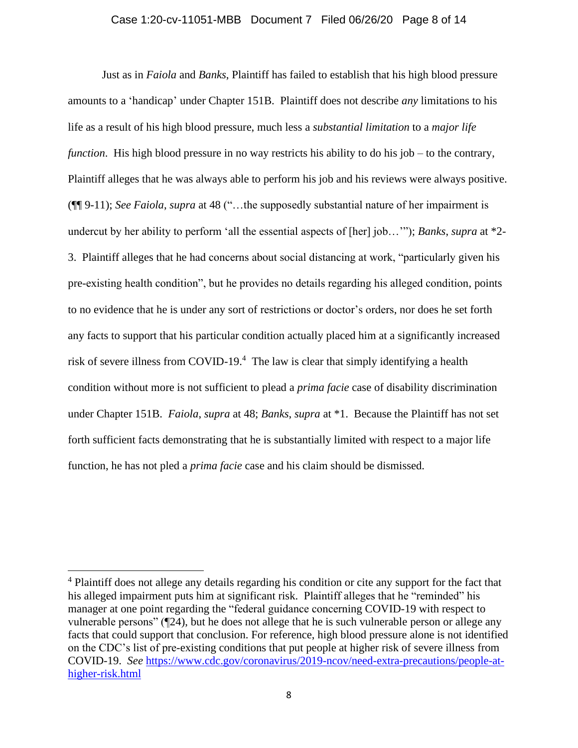Just as in *Faiola* and *Banks*, Plaintiff has failed to establish that his high blood pressure amounts to a 'handicap' under Chapter 151B. Plaintiff does not describe *any* limitations to his life as a result of his high blood pressure, much less a *substantial limitation* to a *major life function*. His high blood pressure in no way restricts his ability to do his job – to the contrary, Plaintiff alleges that he was always able to perform his job and his reviews were always positive. (¶¶ 9-11); *See Faiola*, *supra* at 48 ("…the supposedly substantial nature of her impairment is undercut by her ability to perform 'all the essential aspects of [her] job…'"); *Banks*, *supra* at *2-3. Plaintiff alleges that he had concerns about social distancing at work, "particularly given his pre-existing health condition", but he provides no details regarding his alleged condition, points to no evidence that he is under any sort of restrictions or doctor's orders, nor does he set forth any facts to support that his particular condition actually placed him at a significantly increased risk of severe illness from COVID-19.[4] The law is clear that simply identifying a health condition without more is not sufficient to plead a *prima facie* case of disability discrimination under Chapter 151B. *Faiola*, *supra* at 48; *Banks*, *supra* at *1. Because the Plaintiff has not set forth sufficient facts demonstrating that he is substantially limited with respect to a major life function, he has not pled a *prima facie* case and his claim should be dismissed.

---

[4] Plaintiff does not allege any details regarding his condition or cite any support for the fact that his alleged impairment puts him at significant risk. Plaintiff alleges that he "reminded" his manager at one point regarding the "federal guidance concerning COVID-19 with respect to vulnerable persons" (¶24), but he does not allege that he is such vulnerable person or allege any facts that could support that conclusion. For reference, high blood pressure alone is not identified on the CDC's list of pre-existing conditions that put people at higher risk of severe illness from COVID-19. *See* https://www.cdc.gov/coronavirus/2019-ncov/need-extra-precautions/people-at-higher-risk.html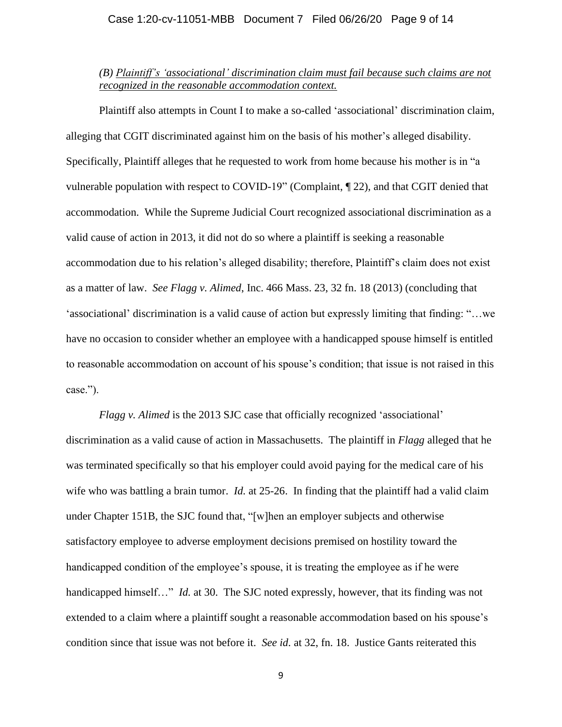*(B) <u>Plaintiff's 'associational' discrimination claim must fail because such claims are not recognized in the reasonable accommodation context.</u>*

Plaintiff also attempts in Count I to make a so-called 'associational' discrimination claim, alleging that CGIT discriminated against him on the basis of his mother's alleged disability. Specifically, Plaintiff alleges that he requested to work from home because his mother is in "a vulnerable population with respect to COVID-19" (Complaint, ¶ 22), and that CGIT denied that accommodation. While the Supreme Judicial Court recognized associational discrimination as a valid cause of action in 2013, it did not do so where a plaintiff is seeking a reasonable accommodation due to his relation's alleged disability; therefore, Plaintiff's claim does not exist as a matter of law. *See Flagg v. Alimed*, Inc. 466 Mass. 23, 32 fn. 18 (2013) (concluding that 'associational' discrimination is a valid cause of action but expressly limiting that finding: "…we have no occasion to consider whether an employee with a handicapped spouse himself is entitled to reasonable accommodation on account of his spouse's condition; that issue is not raised in this case.").

*Flagg v. Alimed* is the 2013 SJC case that officially recognized 'associational' discrimination as a valid cause of action in Massachusetts. The plaintiff in *Flagg* alleged that he was terminated specifically so that his employer could avoid paying for the medical care of his wife who was battling a brain tumor. *Id.* at 25-26. In finding that the plaintiff had a valid claim under Chapter 151B, the SJC found that, "[w]hen an employer subjects and otherwise satisfactory employee to adverse employment decisions premised on hostility toward the handicapped condition of the employee's spouse, it is treating the employee as if he were handicapped himself…" *Id.* at 30. The SJC noted expressly, however, that its finding was not extended to a claim where a plaintiff sought a reasonable accommodation based on his spouse's condition since that issue was not before it. *See id.* at 32, fn. 18. Justice Gants reiterated this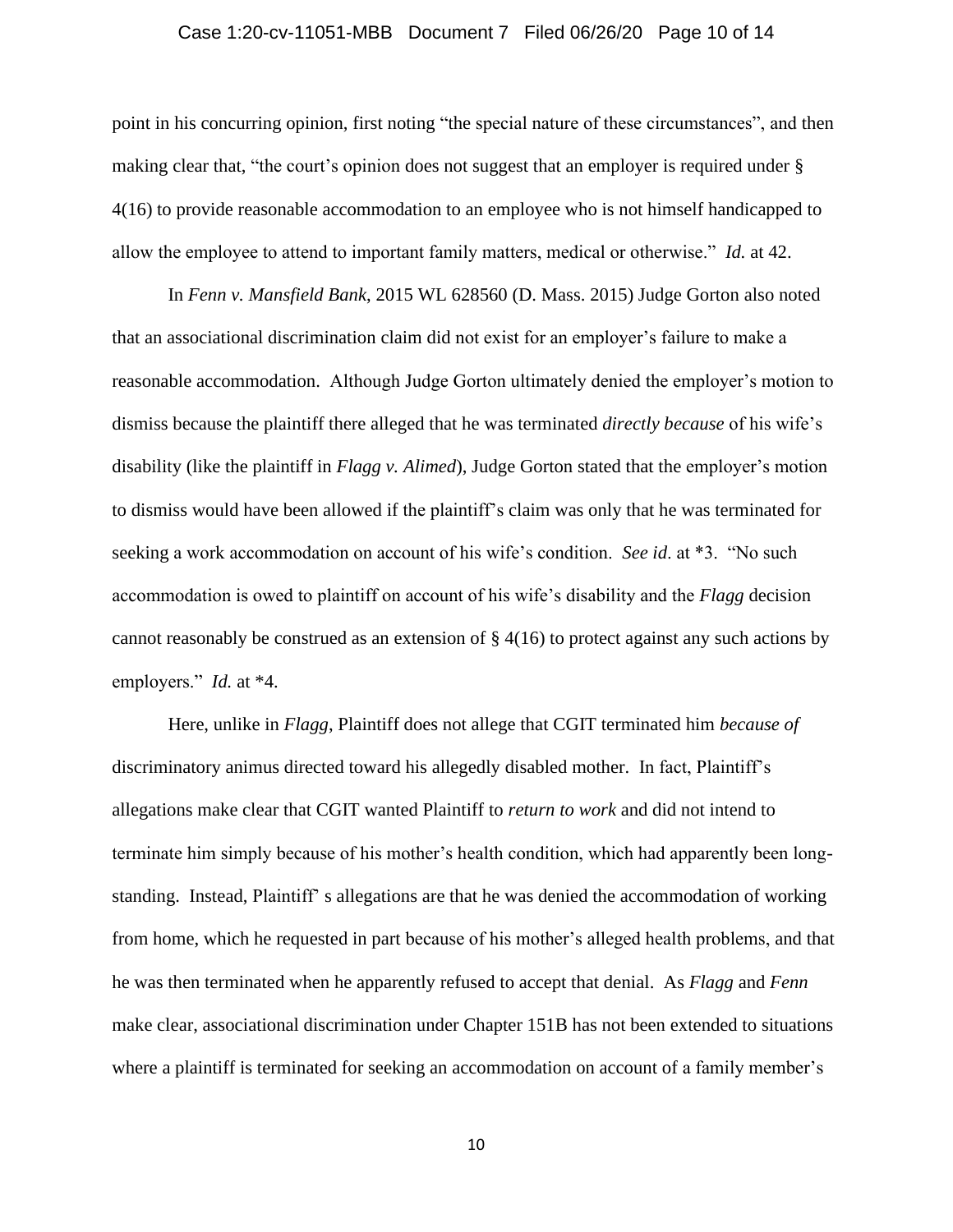point in his concurring opinion, first noting "the special nature of these circumstances", and then making clear that, "the court's opinion does not suggest that an employer is required under § 4(16) to provide reasonable accommodation to an employee who is not himself handicapped to allow the employee to attend to important family matters, medical or otherwise." *Id.* at 42.

In *Fenn v. Mansfield Bank*, 2015 WL 628560 (D. Mass. 2015) Judge Gorton also noted that an associational discrimination claim did not exist for an employer's failure to make a reasonable accommodation. Although Judge Gorton ultimately denied the employer's motion to dismiss because the plaintiff there alleged that he was terminated *directly because* of his wife's disability (like the plaintiff in *Flagg v. Alimed*), Judge Gorton stated that the employer's motion to dismiss would have been allowed if the plaintiff's claim was only that he was terminated for seeking a work accommodation on account of his wife's condition. *See id.* at *3. "No such accommodation is owed to plaintiff on account of his wife's disability and the *Flagg* decision cannot reasonably be construed as an extension of § 4(16) to protect against any such actions by employers." *Id.* at *4.

Here, unlike in *Flagg*, Plaintiff does not allege that CGIT terminated him *because of* discriminatory animus directed toward his allegedly disabled mother. In fact, Plaintiff's allegations make clear that CGIT wanted Plaintiff to *return to work* and did not intend to terminate him simply because of his mother's health condition, which had apparently been long-standing. Instead, Plaintiff' s allegations are that he was denied the accommodation of working from home, which he requested in part because of his mother's alleged health problems, and that he was then terminated when he apparently refused to accept that denial. As *Flagg* and *Fenn* make clear, associational discrimination under Chapter 151B has not been extended to situations where a plaintiff is terminated for seeking an accommodation on account of a family member's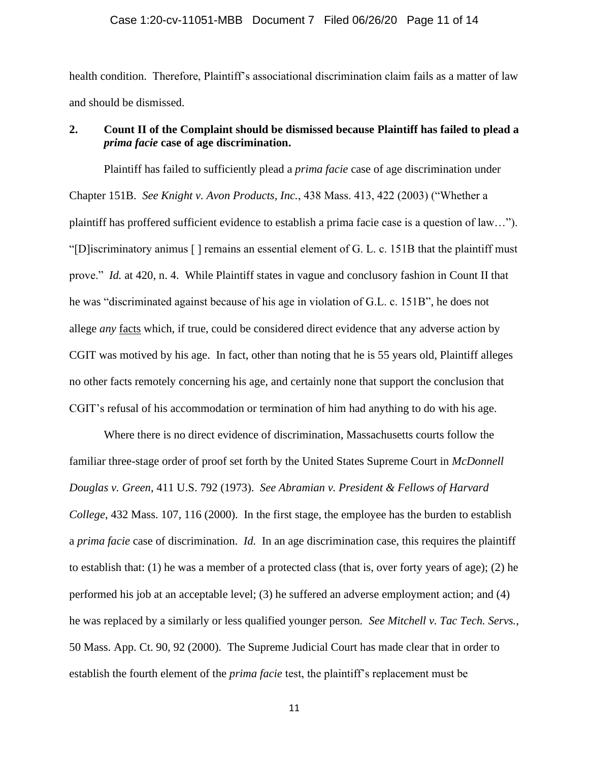health condition. Therefore, Plaintiff's associational discrimination claim fails as a matter of law and should be dismissed.

**2. Count II of the Complaint should be dismissed because Plaintiff has failed to plead a *prima facie* case of age discrimination.**

Plaintiff has failed to sufficiently plead a *prima facie* case of age discrimination under Chapter 151B. *See Knight v. Avon Products, Inc.*, 438 Mass. 413, 422 (2003) ("Whether a plaintiff has proffered sufficient evidence to establish a prima facie case is a question of law…"). "[D]iscriminatory animus [ ] remains an essential element of G. L. c. 151B that the plaintiff must prove." *Id.* at 420, n. 4. While Plaintiff states in vague and conclusory fashion in Count II that he was "discriminated against because of his age in violation of G.L. c. 151B", he does not allege *any* facts which, if true, could be considered direct evidence that any adverse action by CGIT was motived by his age. In fact, other than noting that he is 55 years old, Plaintiff alleges no other facts remotely concerning his age, and certainly none that support the conclusion that CGIT's refusal of his accommodation or termination of him had anything to do with his age.

Where there is no direct evidence of discrimination, Massachusetts courts follow the familiar three-stage order of proof set forth by the United States Supreme Court in *McDonnell Douglas v. Green*, 411 U.S. 792 (1973). *See Abramian v. President & Fellows of Harvard College*, 432 Mass. 107, 116 (2000). In the first stage, the employee has the burden to establish a *prima facie* case of discrimination. *Id.* In an age discrimination case, this requires the plaintiff to establish that: (1) he was a member of a protected class (that is, over forty years of age); (2) he performed his job at an acceptable level; (3) he suffered an adverse employment action; and (4) he was replaced by a similarly or less qualified younger person. *See Mitchell v. Tac Tech. Servs.*, 50 Mass. App. Ct. 90, 92 (2000). The Supreme Judicial Court has made clear that in order to establish the fourth element of the *prima facie* test, the plaintiff's replacement must be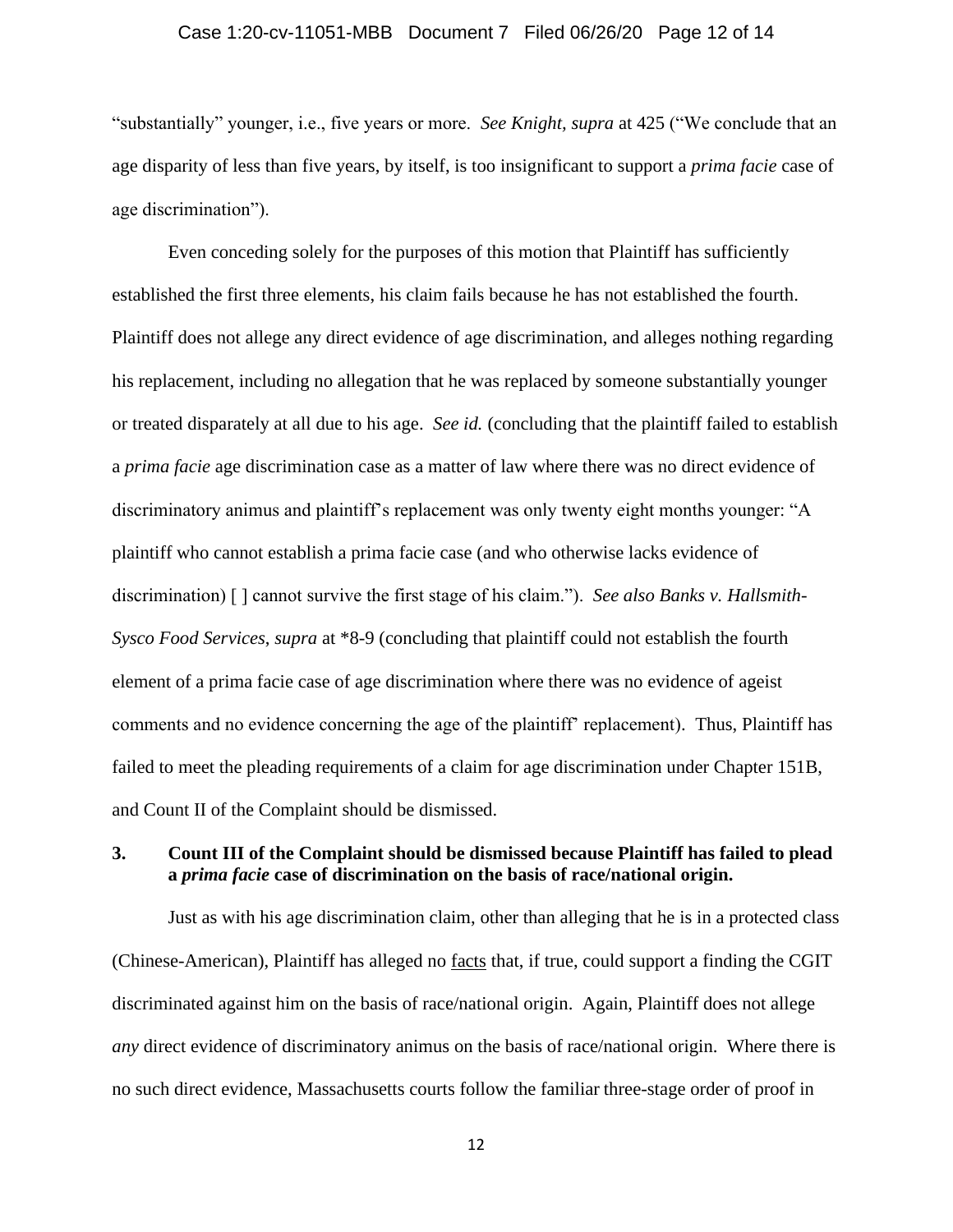"substantially" younger, i.e., five years or more. *See Knight, supra* at 425 ("We conclude that an age disparity of less than five years, by itself, is too insignificant to support a *prima facie* case of age discrimination").

Even conceding solely for the purposes of this motion that Plaintiff has sufficiently established the first three elements, his claim fails because he has not established the fourth. Plaintiff does not allege any direct evidence of age discrimination, and alleges nothing regarding his replacement, including no allegation that he was replaced by someone substantially younger or treated disparately at all due to his age. *See id.* (concluding that the plaintiff failed to establish a *prima facie* age discrimination case as a matter of law where there was no direct evidence of discriminatory animus and plaintiff's replacement was only twenty eight months younger: "A plaintiff who cannot establish a prima facie case (and who otherwise lacks evidence of discrimination) [ ] cannot survive the first stage of his claim."). *See also Banks v. Hallsmith-Sysco Food Services*, *supra* at *8-9 (concluding that plaintiff could not establish the fourth element of a prima facie case of age discrimination where there was no evidence of ageist comments and no evidence concerning the age of the plaintiff' replacement). Thus, Plaintiff has failed to meet the pleading requirements of a claim for age discrimination under Chapter 151B, and Count II of the Complaint should be dismissed.

### 3. Count III of the Complaint should be dismissed because Plaintiff has failed to plead a *prima facie* case of discrimination on the basis of race/national origin.

Just as with his age discrimination claim, other than alleging that he is in a protected class (Chinese-American), Plaintiff has alleged no facts that, if true, could support a finding the CGIT discriminated against him on the basis of race/national origin. Again, Plaintiff does not allege *any* direct evidence of discriminatory animus on the basis of race/national origin. Where there is no such direct evidence, Massachusetts courts follow the familiar three-stage order of proof in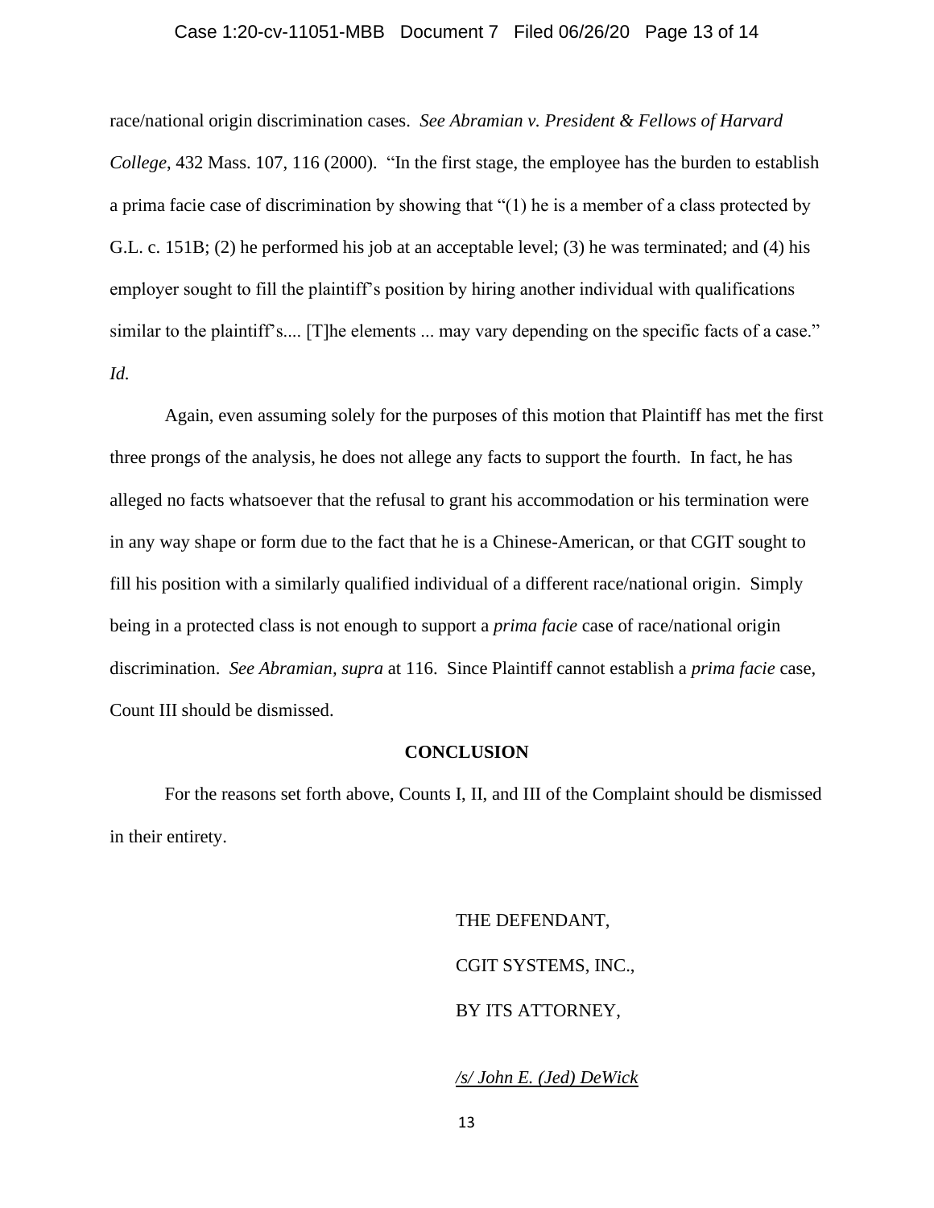race/national origin discrimination cases. *See Abramian v. President & Fellows of Harvard College*, 432 Mass. 107, 116 (2000). "In the first stage, the employee has the burden to establish a prima facie case of discrimination by showing that "(1) he is a member of a class protected by G.L. c. 151B; (2) he performed his job at an acceptable level; (3) he was terminated; and (4) his employer sought to fill the plaintiff's position by hiring another individual with qualifications similar to the plaintiff's.... [T]he elements ... may vary depending on the specific facts of a case." *Id.*

Again, even assuming solely for the purposes of this motion that Plaintiff has met the first three prongs of the analysis, he does not allege any facts to support the fourth. In fact, he has alleged no facts whatsoever that the refusal to grant his accommodation or his termination were in any way shape or form due to the fact that he is a Chinese-American, or that CGIT sought to fill his position with a similarly qualified individual of a different race/national origin. Simply being in a protected class is not enough to support a *prima facie* case of race/national origin discrimination. *See Abramian, supra* at 116. Since Plaintiff cannot establish a *prima facie* case, Count III should be dismissed.

**CONCLUSION**

For the reasons set forth above, Counts I, II, and III of the Complaint should be dismissed in their entirety.

THE DEFENDANT,

CGIT SYSTEMS, INC.,

BY ITS ATTORNEY,

*/s/ John E. (Jed) DeWick*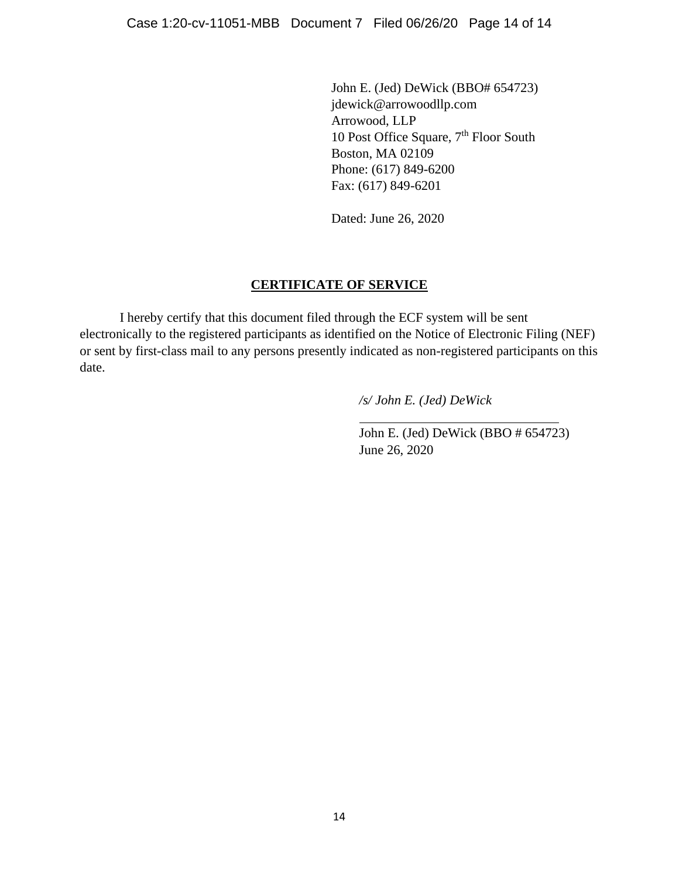John E. (Jed) DeWick (BBO# 654723)
jdewick@arrowoodllp.com
Arrowood, LLP
10 Post Office Square, 7th Floor South
Boston, MA 02109
Phone: (617) 849-6200
Fax: (617) 849-6201

Dated: June 26, 2020

**CERTIFICATE OF SERVICE**

I hereby certify that this document filed through the ECF system will be sent electronically to the registered participants as identified on the Notice of Electronic Filing (NEF) or sent by first-class mail to any persons presently indicated as non-registered participants on this date.

*/s/ John E. (Jed) DeWick*

John E. (Jed) DeWick (BBO # 654723)
June 26, 2020